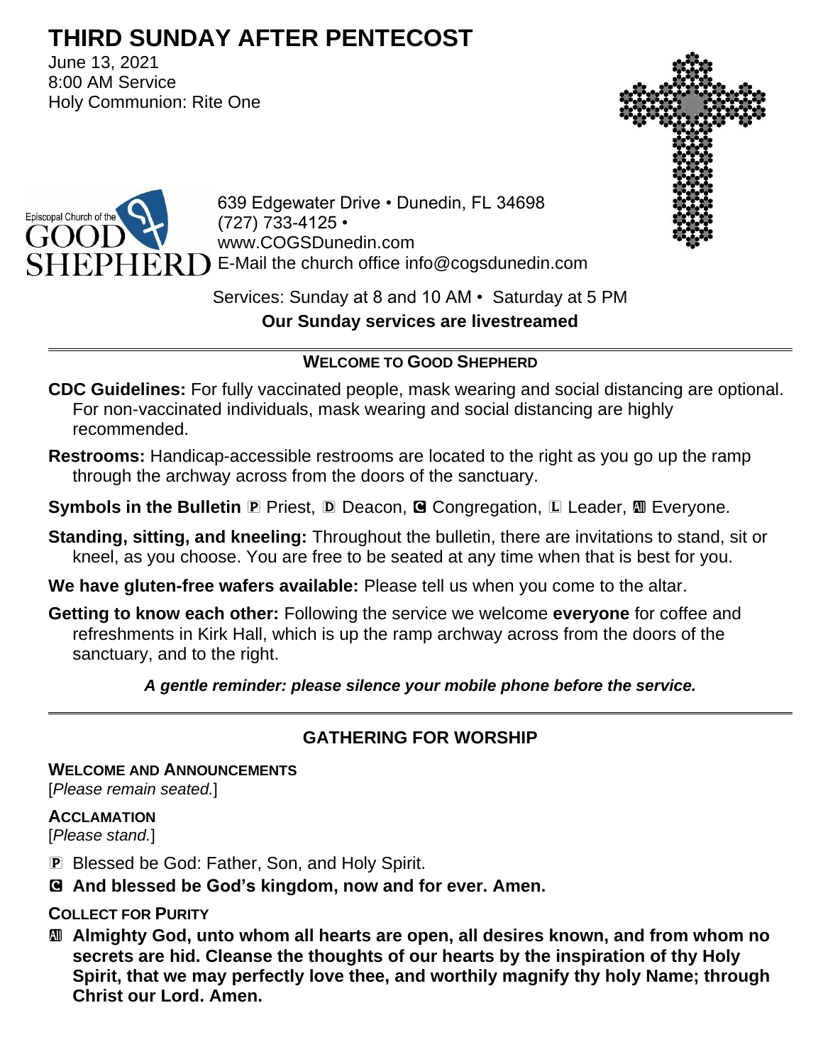# THIRD SUNDAY AFTER PENTECOST

June 13, 2021
8:00 AM Service
Holy Communion: Rite One

Episcopal Church of the GOOD SHEPHERD

639 Edgewater Drive • Dunedin, FL 34698
(727) 733-4125 •
www.COGSDunedin.com
E-Mail the church office info@cogsdunedin.com

Services: Sunday at 8 and 10 AM • Saturday at 5 PM

**Our Sunday services are livestreamed**

---

### WELCOME TO GOOD SHEPHERD

**CDC Guidelines:** For fully vaccinated people, mask wearing and social distancing are optional. For non-vaccinated individuals, mask wearing and social distancing are highly recommended.

**Restrooms:** Handicap-accessible restrooms are located to the right as you go up the ramp through the archway across from the doors of the sanctuary.

**Symbols in the Bulletin** P Priest, D Deacon, C Congregation, L Leader, All Everyone.

**Standing, sitting, and kneeling:** Throughout the bulletin, there are invitations to stand, sit or kneel, as you choose. You are free to be seated at any time when that is best for you.

**We have gluten-free wafers available:** Please tell us when you come to the altar.

**Getting to know each other:** Following the service we welcome **everyone** for coffee and refreshments in Kirk Hall, which is up the ramp archway across from the doors of the sanctuary, and to the right.

***A gentle reminder: please silence your mobile phone before the service.***

---

## GATHERING FOR WORSHIP

### WELCOME AND ANNOUNCEMENTS

[*Please remain seated.*]

### ACCLAMATION

[*Please stand.*]

P Blessed be God: Father, Son, and Holy Spirit.

C **And blessed be God's kingdom, now and for ever. Amen.**

### COLLECT FOR PURITY

All **Almighty God, unto whom all hearts are open, all desires known, and from whom no secrets are hid. Cleanse the thoughts of our hearts by the inspiration of thy Holy Spirit, that we may perfectly love thee, and worthily magnify thy holy Name; through Christ our Lord. Amen.**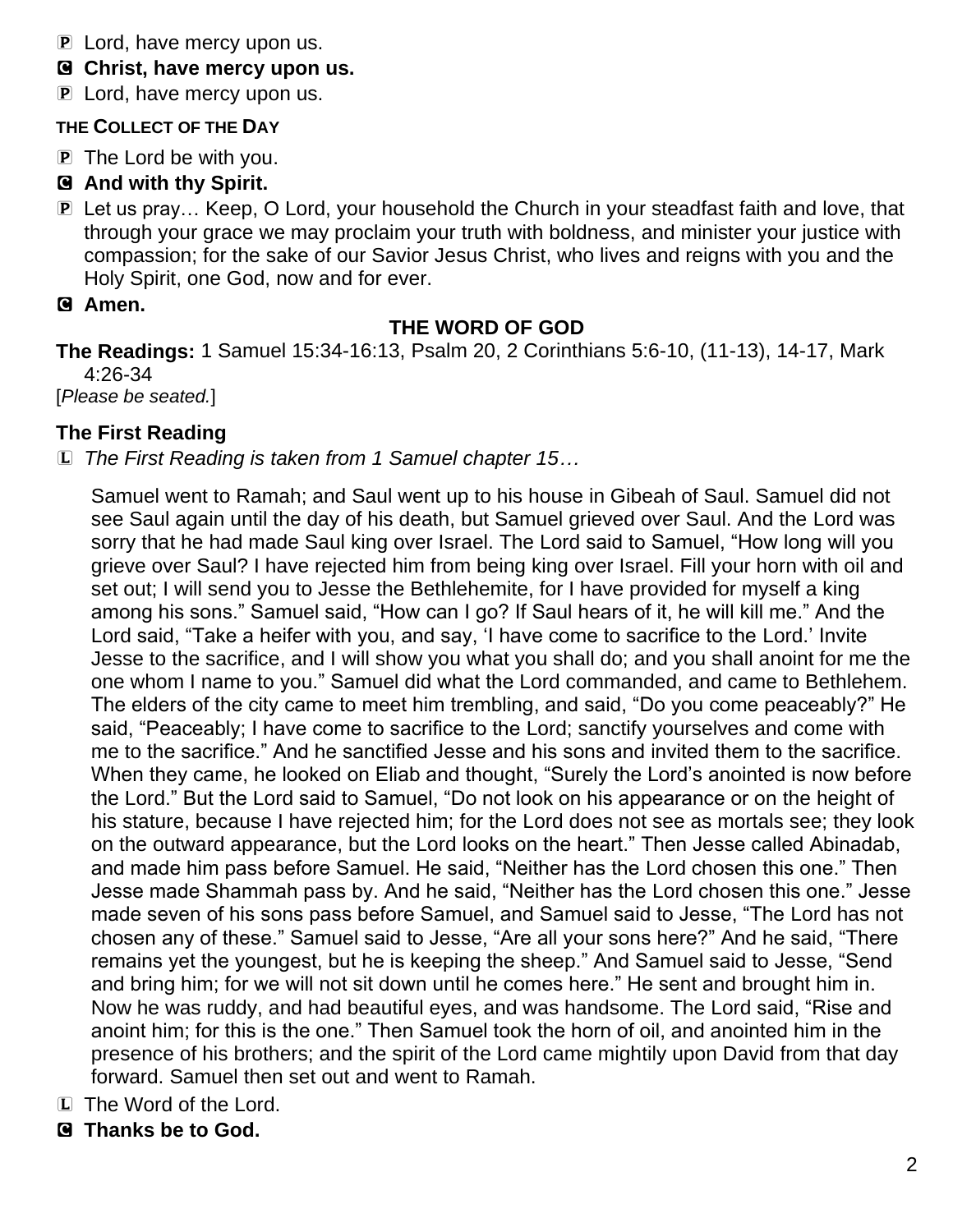P Lord, have mercy upon us.

C **Christ, have mercy upon us.**

P Lord, have mercy upon us.

**THE COLLECT OF THE DAY**

P The Lord be with you.

C **And with thy Spirit.**

P Let us pray… Keep, O Lord, your household the Church in your steadfast faith and love, that through your grace we may proclaim your truth with boldness, and minister your justice with compassion; for the sake of our Savior Jesus Christ, who lives and reigns with you and the Holy Spirit, one God, now and for ever.

C **Amen.**

## THE WORD OF GOD

**The Readings:** 1 Samuel 15:34-16:13, Psalm 20, 2 Corinthians 5:6-10, (11-13), 14-17, Mark 4:26-34

[*Please be seated.*]

### The First Reading

L *The First Reading is taken from 1 Samuel chapter 15…*

Samuel went to Ramah; and Saul went up to his house in Gibeah of Saul. Samuel did not see Saul again until the day of his death, but Samuel grieved over Saul. And the Lord was sorry that he had made Saul king over Israel. The Lord said to Samuel, "How long will you grieve over Saul? I have rejected him from being king over Israel. Fill your horn with oil and set out; I will send you to Jesse the Bethlehemite, for I have provided for myself a king among his sons." Samuel said, "How can I go? If Saul hears of it, he will kill me." And the Lord said, "Take a heifer with you, and say, 'I have come to sacrifice to the Lord.' Invite Jesse to the sacrifice, and I will show you what you shall do; and you shall anoint for me the one whom I name to you." Samuel did what the Lord commanded, and came to Bethlehem. The elders of the city came to meet him trembling, and said, "Do you come peaceably?" He said, "Peaceably; I have come to sacrifice to the Lord; sanctify yourselves and come with me to the sacrifice." And he sanctified Jesse and his sons and invited them to the sacrifice. When they came, he looked on Eliab and thought, "Surely the Lord's anointed is now before the Lord." But the Lord said to Samuel, "Do not look on his appearance or on the height of his stature, because I have rejected him; for the Lord does not see as mortals see; they look on the outward appearance, but the Lord looks on the heart." Then Jesse called Abinadab, and made him pass before Samuel. He said, "Neither has the Lord chosen this one." Then Jesse made Shammah pass by. And he said, "Neither has the Lord chosen this one." Jesse made seven of his sons pass before Samuel, and Samuel said to Jesse, "The Lord has not chosen any of these." Samuel said to Jesse, "Are all your sons here?" And he said, "There remains yet the youngest, but he is keeping the sheep." And Samuel said to Jesse, "Send and bring him; for we will not sit down until he comes here." He sent and brought him in. Now he was ruddy, and had beautiful eyes, and was handsome. The Lord said, "Rise and anoint him; for this is the one." Then Samuel took the horn of oil, and anointed him in the presence of his brothers; and the spirit of the Lord came mightily upon David from that day forward. Samuel then set out and went to Ramah.

L The Word of the Lord.

C **Thanks be to God.**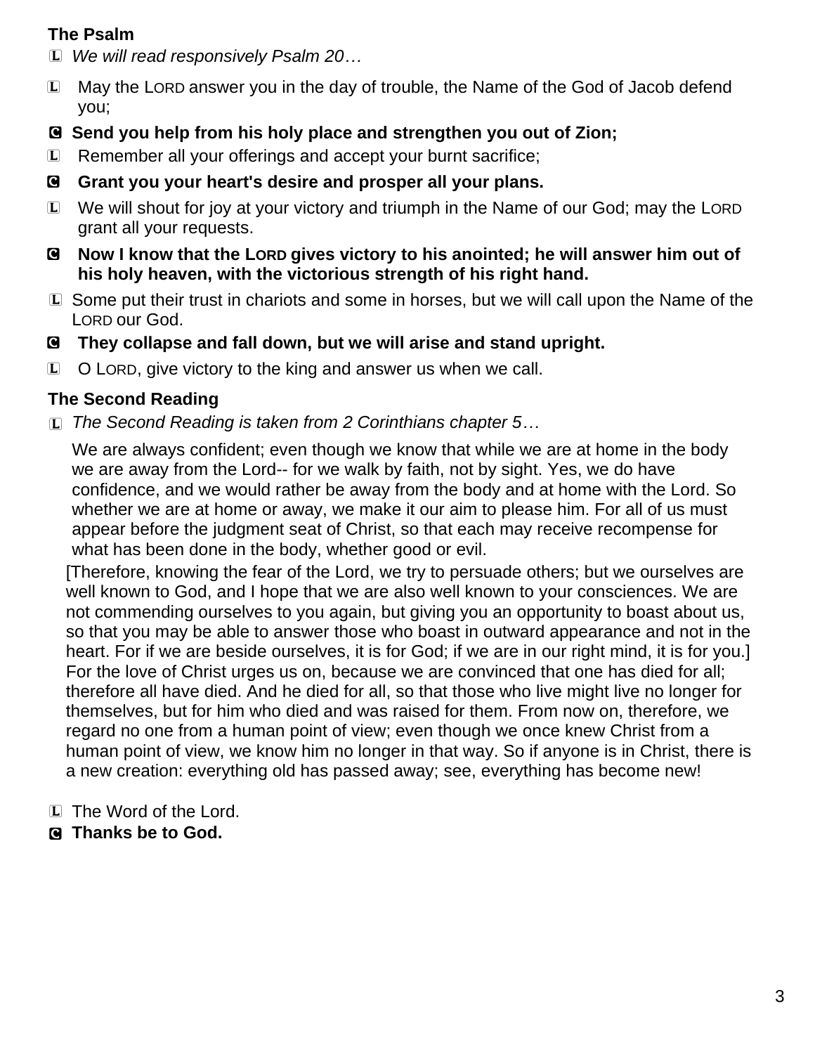**The Psalm**

L *We will read responsively Psalm 20…*

L May the LORD answer you in the day of trouble, the Name of the God of Jacob defend you;

C **Send you help from his holy place and strengthen you out of Zion;**

L Remember all your offerings and accept your burnt sacrifice;

C **Grant you your heart's desire and prosper all your plans.**

L We will shout for joy at your victory and triumph in the Name of our God; may the LORD grant all your requests.

C **Now I know that the LORD gives victory to his anointed; he will answer him out of his holy heaven, with the victorious strength of his right hand.**

L Some put their trust in chariots and some in horses, but we will call upon the Name of the LORD our God.

C **They collapse and fall down, but we will arise and stand upright.**

L O LORD, give victory to the king and answer us when we call.

**The Second Reading**

L *The Second Reading is taken from 2 Corinthians chapter 5…*

We are always confident; even though we know that while we are at home in the body we are away from the Lord-- for we walk by faith, not by sight. Yes, we do have confidence, and we would rather be away from the body and at home with the Lord. So whether we are at home or away, we make it our aim to please him. For all of us must appear before the judgment seat of Christ, so that each may receive recompense for what has been done in the body, whether good or evil.

[Therefore, knowing the fear of the Lord, we try to persuade others; but we ourselves are well known to God, and I hope that we are also well known to your consciences. We are not commending ourselves to you again, but giving you an opportunity to boast about us, so that you may be able to answer those who boast in outward appearance and not in the heart. For if we are beside ourselves, it is for God; if we are in our right mind, it is for you.] For the love of Christ urges us on, because we are convinced that one has died for all; therefore all have died. And he died for all, so that those who live might live no longer for themselves, but for him who died and was raised for them. From now on, therefore, we regard no one from a human point of view; even though we once knew Christ from a human point of view, we know him no longer in that way. So if anyone is in Christ, there is a new creation: everything old has passed away; see, everything has become new!

L The Word of the Lord.

C **Thanks be to God.**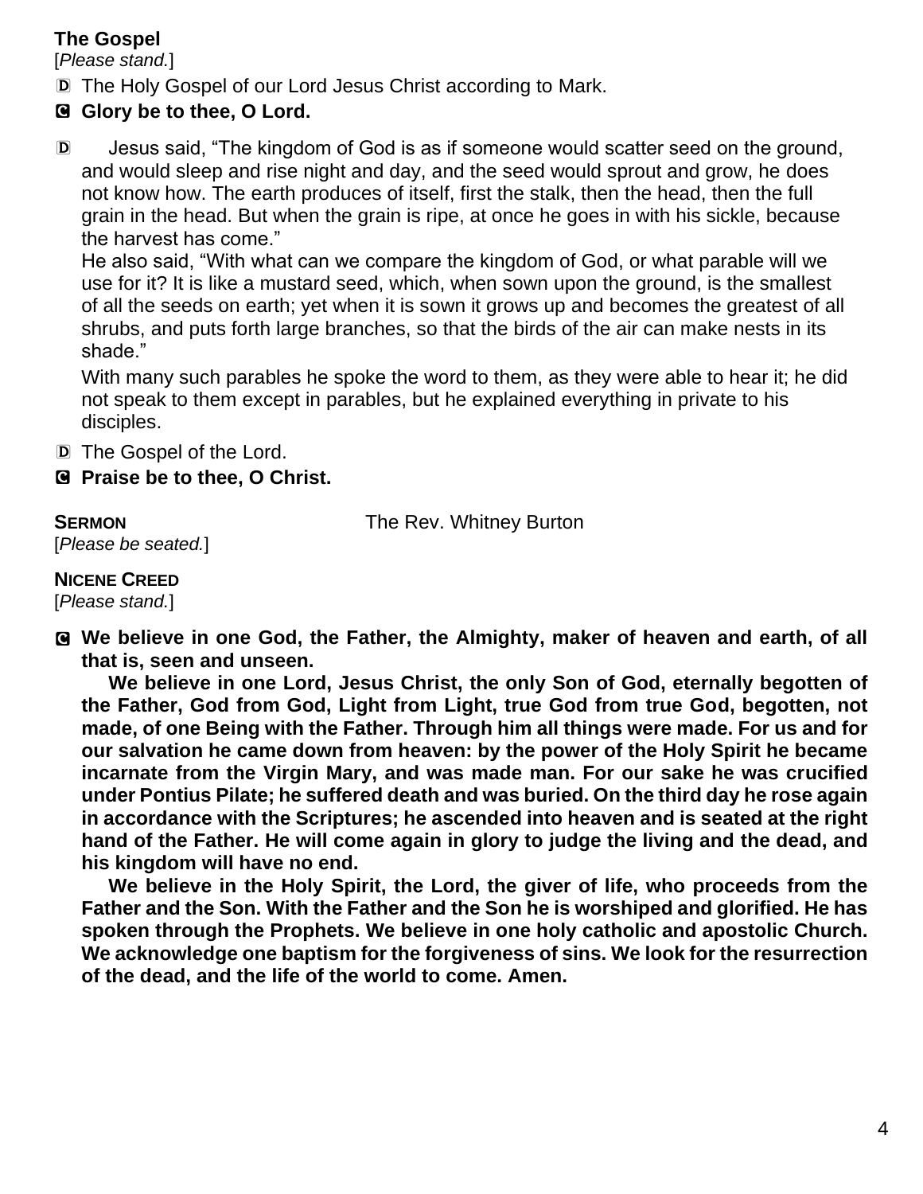**The Gospel**
[*Please stand.*]

D The Holy Gospel of our Lord Jesus Christ according to Mark.

C **Glory be to thee, O Lord.**

D Jesus said, “The kingdom of God is as if someone would scatter seed on the ground, and would sleep and rise night and day, and the seed would sprout and grow, he does not know how. The earth produces of itself, first the stalk, then the head, then the full grain in the head. But when the grain is ripe, at once he goes in with his sickle, because the harvest has come.”

He also said, “With what can we compare the kingdom of God, or what parable will we use for it? It is like a mustard seed, which, when sown upon the ground, is the smallest of all the seeds on earth; yet when it is sown it grows up and becomes the greatest of all shrubs, and puts forth large branches, so that the birds of the air can make nests in its shade.”

With many such parables he spoke the word to them, as they were able to hear it; he did not speak to them except in parables, but he explained everything in private to his disciples.

D The Gospel of the Lord.

C **Praise be to thee, O Christ.**

**SERMON** The Rev. Whitney Burton
[*Please be seated.*]

**NICENE CREED**
[*Please stand.*]

C **We believe in one God, the Father, the Almighty, maker of heaven and earth, of all that is, seen and unseen.**

**We believe in one Lord, Jesus Christ, the only Son of God, eternally begotten of the Father, God from God, Light from Light, true God from true God, begotten, not made, of one Being with the Father. Through him all things were made. For us and for our salvation he came down from heaven: by the power of the Holy Spirit he became incarnate from the Virgin Mary, and was made man. For our sake he was crucified under Pontius Pilate; he suffered death and was buried. On the third day he rose again in accordance with the Scriptures; he ascended into heaven and is seated at the right hand of the Father. He will come again in glory to judge the living and the dead, and his kingdom will have no end.**

**We believe in the Holy Spirit, the Lord, the giver of life, who proceeds from the Father and the Son. With the Father and the Son he is worshiped and glorified. He has spoken through the Prophets. We believe in one holy catholic and apostolic Church. We acknowledge one baptism for the forgiveness of sins. We look for the resurrection of the dead, and the life of the world to come. Amen.**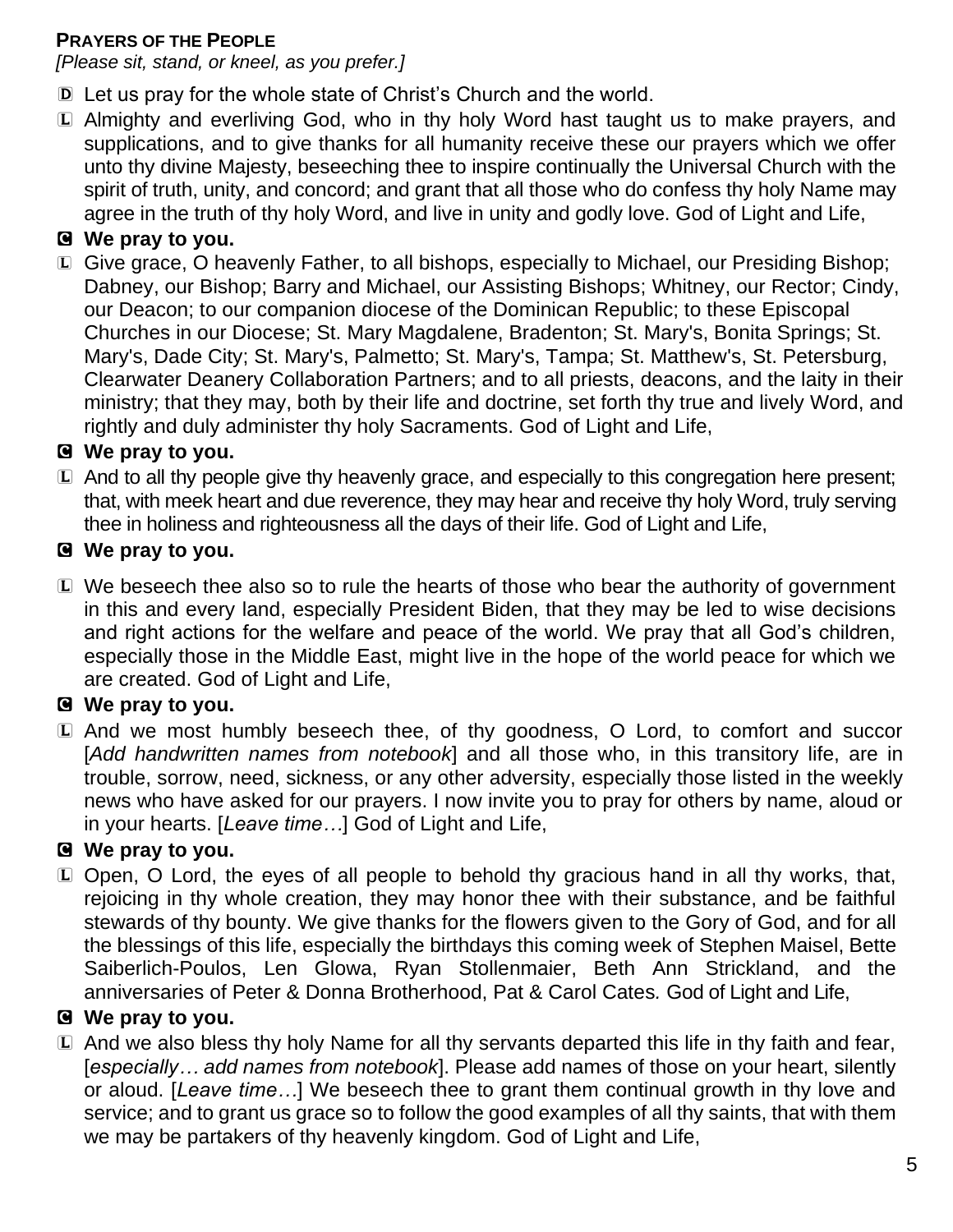**PRAYERS OF THE PEOPLE**

*[Please sit, stand, or kneel, as you prefer.]*

D Let us pray for the whole state of Christ's Church and the world.

L Almighty and everliving God, who in thy holy Word hast taught us to make prayers, and supplications, and to give thanks for all humanity receive these our prayers which we offer unto thy divine Majesty, beseeching thee to inspire continually the Universal Church with the spirit of truth, unity, and concord; and grant that all those who do confess thy holy Name may agree in the truth of thy holy Word, and live in unity and godly love. God of Light and Life,

**C We pray to you.**

L Give grace, O heavenly Father, to all bishops, especially to Michael, our Presiding Bishop; Dabney, our Bishop; Barry and Michael, our Assisting Bishops; Whitney, our Rector; Cindy, our Deacon; to our companion diocese of the Dominican Republic; to these Episcopal Churches in our Diocese; St. Mary Magdalene, Bradenton; St. Mary's, Bonita Springs; St. Mary's, Dade City; St. Mary's, Palmetto; St. Mary's, Tampa; St. Matthew's, St. Petersburg, Clearwater Deanery Collaboration Partners; and to all priests, deacons, and the laity in their ministry; that they may, both by their life and doctrine, set forth thy true and lively Word, and rightly and duly administer thy holy Sacraments. God of Light and Life,

**C We pray to you.**

L And to all thy people give thy heavenly grace, and especially to this congregation here present; that, with meek heart and due reverence, they may hear and receive thy holy Word, truly serving thee in holiness and righteousness all the days of their life. God of Light and Life,

**C We pray to you.**

L We beseech thee also so to rule the hearts of those who bear the authority of government in this and every land, especially President Biden, that they may be led to wise decisions and right actions for the welfare and peace of the world. We pray that all God's children, especially those in the Middle East, might live in the hope of the world peace for which we are created. God of Light and Life,

**C We pray to you.**

L And we most humbly beseech thee, of thy goodness, O Lord, to comfort and succor [*Add handwritten names from notebook*] and all those who, in this transitory life, are in trouble, sorrow, need, sickness, or any other adversity, especially those listed in the weekly news who have asked for our prayers. I now invite you to pray for others by name, aloud or in your hearts. [*Leave time…*] God of Light and Life,

**C We pray to you.**

L Open, O Lord, the eyes of all people to behold thy gracious hand in all thy works, that, rejoicing in thy whole creation, they may honor thee with their substance, and be faithful stewards of thy bounty. We give thanks for the flowers given to the Gory of God, and for all the blessings of this life, especially the birthdays this coming week of Stephen Maisel, Bette Saiberlich-Poulos, Len Glowa, Ryan Stollenmaier, Beth Ann Strickland, and the anniversaries of Peter & Donna Brotherhood, Pat & Carol Cates. God of Light and Life,

**C We pray to you.**

L And we also bless thy holy Name for all thy servants departed this life in thy faith and fear, [*especially… add names from notebook*]. Please add names of those on your heart, silently or aloud. [*Leave time…*] We beseech thee to grant them continual growth in thy love and service; and to grant us grace so to follow the good examples of all thy saints, that with them we may be partakers of thy heavenly kingdom. God of Light and Life,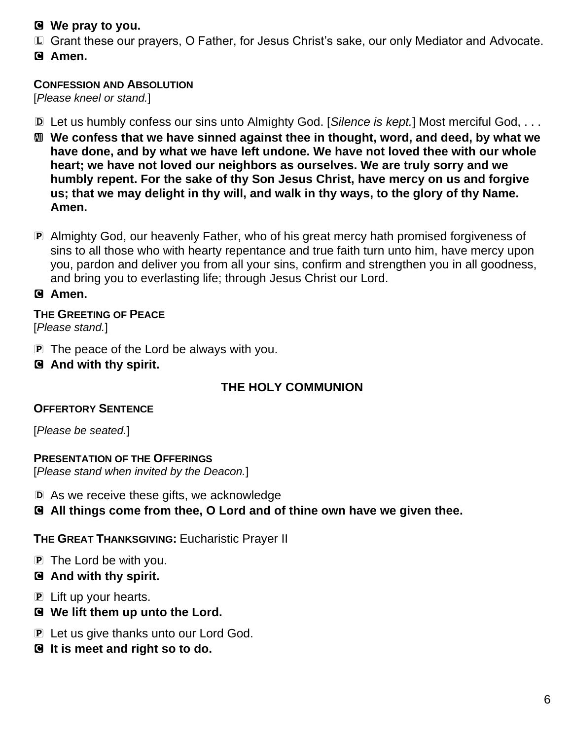**C We pray to you.**

L Grant these our prayers, O Father, for Jesus Christ's sake, our only Mediator and Advocate.

**C Amen.**

**CONFESSION AND ABSOLUTION**

[*Please kneel or stand.*]

D Let us humbly confess our sins unto Almighty God. [*Silence is kept.*] Most merciful God, . . .

**All We confess that we have sinned against thee in thought, word, and deed, by what we have done, and by what we have left undone. We have not loved thee with our whole heart; we have not loved our neighbors as ourselves. We are truly sorry and we humbly repent. For the sake of thy Son Jesus Christ, have mercy on us and forgive us; that we may delight in thy will, and walk in thy ways, to the glory of thy Name. Amen.**

P Almighty God, our heavenly Father, who of his great mercy hath promised forgiveness of sins to all those who with hearty repentance and true faith turn unto him, have mercy upon you, pardon and deliver you from all your sins, confirm and strengthen you in all goodness, and bring you to everlasting life; through Jesus Christ our Lord.

**C Amen.**

**THE GREETING OF PEACE**

[*Please stand.*]

P The peace of the Lord be always with you.

**C And with thy spirit.**

## THE HOLY COMMUNION

**OFFERTORY SENTENCE**

[*Please be seated.*]

**PRESENTATION OF THE OFFERINGS**

[*Please stand when invited by the Deacon.*]

D As we receive these gifts, we acknowledge

**C All things come from thee, O Lord and of thine own have we given thee.**

**THE GREAT THANKSGIVING:** Eucharistic Prayer II

P The Lord be with you.

**C And with thy spirit.**

P Lift up your hearts.

**C We lift them up unto the Lord.**

P Let us give thanks unto our Lord God.

**C It is meet and right so to do.**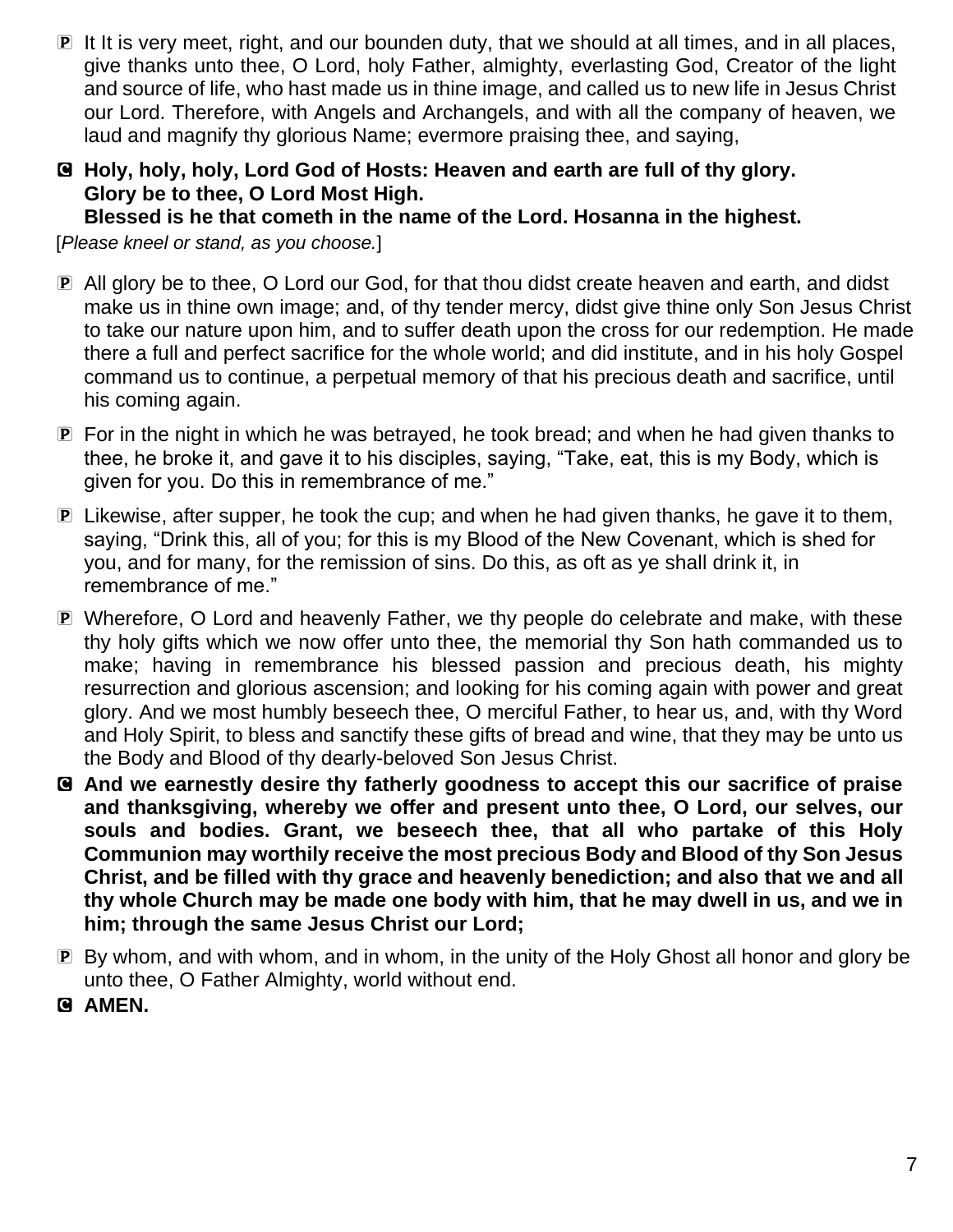P It It is very meet, right, and our bounden duty, that we should at all times, and in all places, give thanks unto thee, O Lord, holy Father, almighty, everlasting God, Creator of the light and source of life, who hast made us in thine image, and called us to new life in Jesus Christ our Lord. Therefore, with Angels and Archangels, and with all the company of heaven, we laud and magnify thy glorious Name; evermore praising thee, and saying,

C **Holy, holy, holy, Lord God of Hosts: Heaven and earth are full of thy glory.**
**Glory be to thee, O Lord Most High.**
**Blessed is he that cometh in the name of the Lord. Hosanna in the highest.**

[*Please kneel or stand, as you choose.*]

P All glory be to thee, O Lord our God, for that thou didst create heaven and earth, and didst make us in thine own image; and, of thy tender mercy, didst give thine only Son Jesus Christ to take our nature upon him, and to suffer death upon the cross for our redemption. He made there a full and perfect sacrifice for the whole world; and did institute, and in his holy Gospel command us to continue, a perpetual memory of that his precious death and sacrifice, until his coming again.

P For in the night in which he was betrayed, he took bread; and when he had given thanks to thee, he broke it, and gave it to his disciples, saying, "Take, eat, this is my Body, which is given for you. Do this in remembrance of me."

P Likewise, after supper, he took the cup; and when he had given thanks, he gave it to them, saying, "Drink this, all of you; for this is my Blood of the New Covenant, which is shed for you, and for many, for the remission of sins. Do this, as oft as ye shall drink it, in remembrance of me."

P Wherefore, O Lord and heavenly Father, we thy people do celebrate and make, with these thy holy gifts which we now offer unto thee, the memorial thy Son hath commanded us to make; having in remembrance his blessed passion and precious death, his mighty resurrection and glorious ascension; and looking for his coming again with power and great glory. And we most humbly beseech thee, O merciful Father, to hear us, and, with thy Word and Holy Spirit, to bless and sanctify these gifts of bread and wine, that they may be unto us the Body and Blood of thy dearly-beloved Son Jesus Christ.

C **And we earnestly desire thy fatherly goodness to accept this our sacrifice of praise and thanksgiving, whereby we offer and present unto thee, O Lord, our selves, our souls and bodies. Grant, we beseech thee, that all who partake of this Holy Communion may worthily receive the most precious Body and Blood of thy Son Jesus Christ, and be filled with thy grace and heavenly benediction; and also that we and all thy whole Church may be made one body with him, that he may dwell in us, and we in him; through the same Jesus Christ our Lord;**

P By whom, and with whom, and in whom, in the unity of the Holy Ghost all honor and glory be unto thee, O Father Almighty, world without end.

C **AMEN.**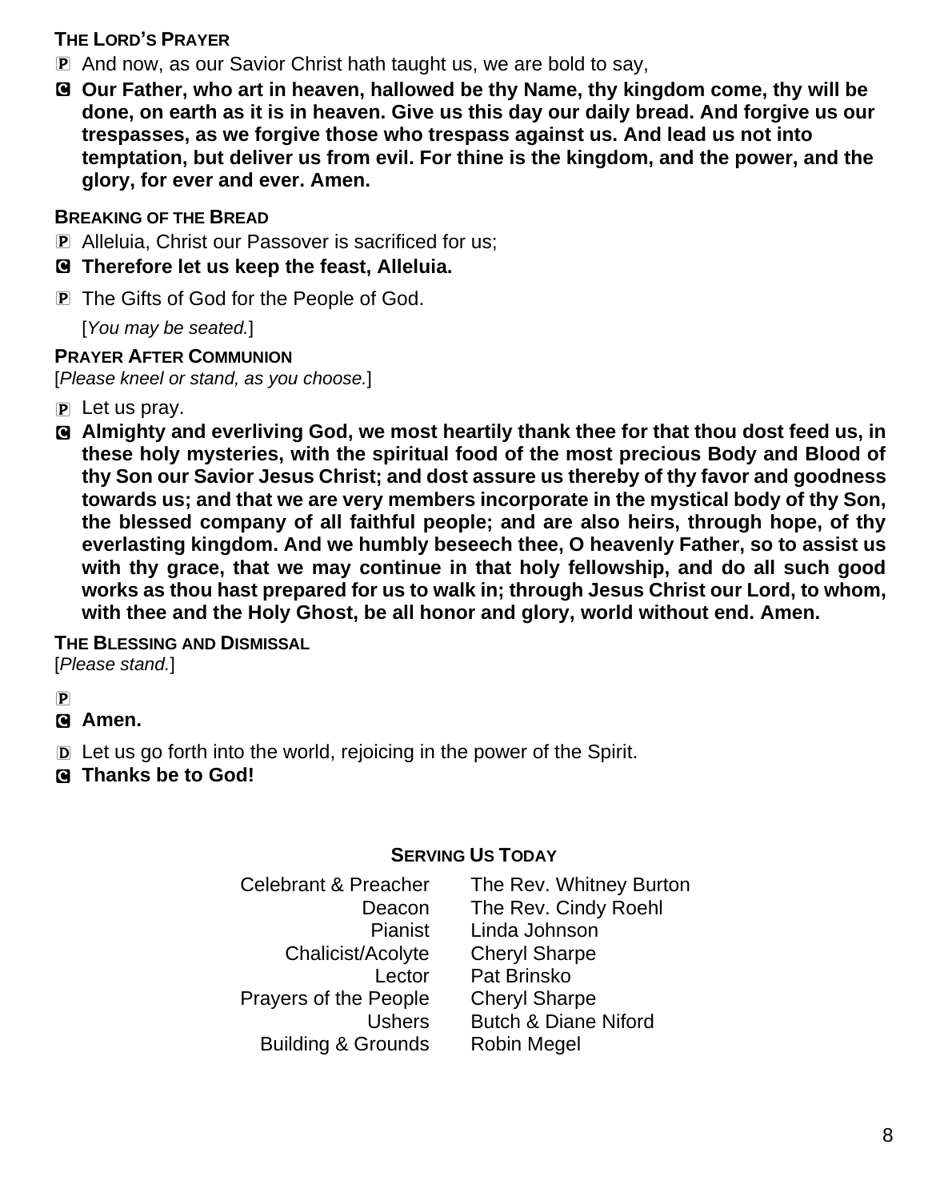**THE LORD'S PRAYER**

P And now, as our Savior Christ hath taught us, we are bold to say,

C **Our Father, who art in heaven, hallowed be thy Name, thy kingdom come, thy will be done, on earth as it is in heaven. Give us this day our daily bread. And forgive us our trespasses, as we forgive those who trespass against us. And lead us not into temptation, but deliver us from evil. For thine is the kingdom, and the power, and the glory, for ever and ever. Amen.**

**BREAKING OF THE BREAD**

P Alleluia, Christ our Passover is sacrificed for us;

C **Therefore let us keep the feast, Alleluia.**

P The Gifts of God for the People of God.

[*You may be seated.*]

**PRAYER AFTER COMMUNION**

[*Please kneel or stand, as you choose.*]

P Let us pray.

C **Almighty and everliving God, we most heartily thank thee for that thou dost feed us, in these holy mysteries, with the spiritual food of the most precious Body and Blood of thy Son our Savior Jesus Christ; and dost assure us thereby of thy favor and goodness towards us; and that we are very members incorporate in the mystical body of thy Son, the blessed company of all faithful people; and are also heirs, through hope, of thy everlasting kingdom. And we humbly beseech thee, O heavenly Father, so to assist us with thy grace, that we may continue in that holy fellowship, and do all such good works as thou hast prepared for us to walk in; through Jesus Christ our Lord, to whom, with thee and the Holy Ghost, be all honor and glory, world without end. Amen.**

**THE BLESSING AND DISMISSAL**

[*Please stand.*]

P

C **Amen.**

D Let us go forth into the world, rejoicing in the power of the Spirit.

C **Thanks be to God!**

**SERVING US TODAY**

| | |
|---|---|
| Celebrant & Preacher | The Rev. Whitney Burton |
| Deacon | The Rev. Cindy Roehl |
| Pianist | Linda Johnson |
| Chalicist/Acolyte | Cheryl Sharpe |
| Lector | Pat Brinsko |
| Prayers of the People | Cheryl Sharpe |
| Ushers | Butch & Diane Niford |
| Building & Grounds | Robin Megel |